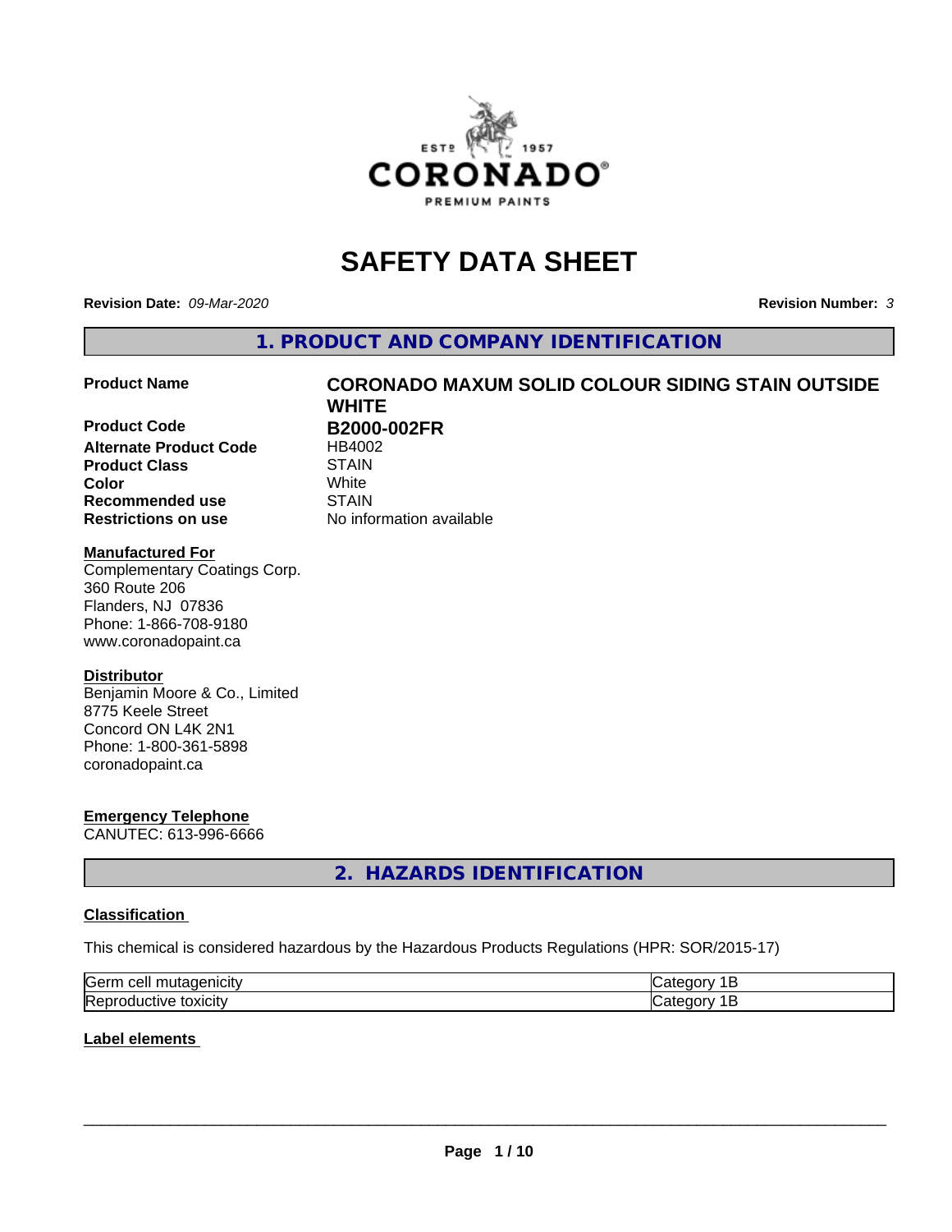# SAFETY DATA SHEET

**Revision Date:** *09-Mar-2020* **Revision Number:** *3*

## 1. PRODUCT AND COMPANY IDENTIFICATION

| | |
|---|---|
| **Product Name** | **CORONADO MAXUM SOLID COLOUR SIDING STAIN OUTSIDE WHITE** |
| **Product Code** | **B2000-002FR** |
| **Alternate Product Code** | HB4002 |
| **Product Class** | STAIN |
| **Color** | White |
| **Recommended use** | STAIN |
| **Restrictions on use** | No information available |

**Manufactured For**

Complementary Coatings Corp.
360 Route 206
Flanders, NJ 07836
Phone: 1-866-708-9180
www.coronadopaint.ca

**Distributor**

Benjamin Moore & Co., Limited
8775 Keele Street
Concord ON L4K 2N1
Phone: 1-800-361-5898
coronadopaint.ca

**Emergency Telephone**

CANUTEC: 613-996-6666

## 2. HAZARDS IDENTIFICATION

**Classification**

This chemical is considered hazardous by the Hazardous Products Regulations (HPR: SOR/2015-17)

| | |
|---|---|
| Germ cell mutagenicity | Category 1B |
| Reproductive toxicity | Category 1B |

**Label elements**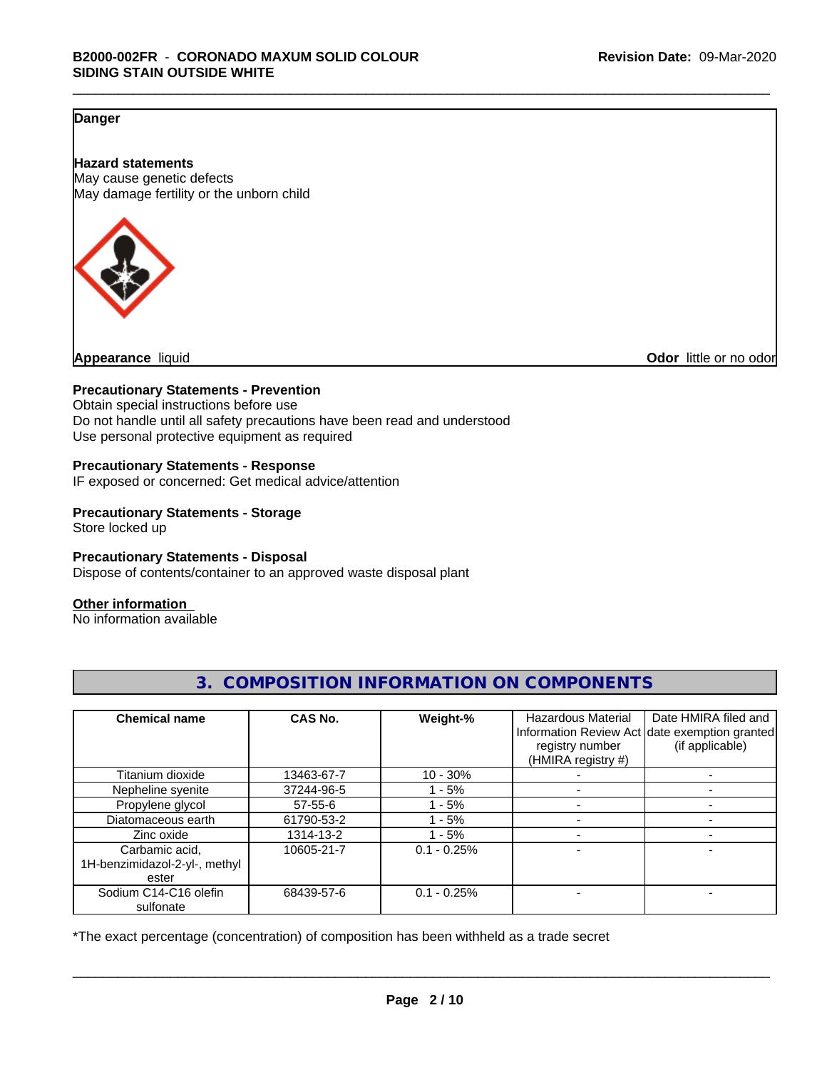**Danger**

**Hazard statements**
May cause genetic defects
May damage fertility or the unborn child

**Appearance** liquid

**Odor** little or no odor

**Precautionary Statements - Prevention**
Obtain special instructions before use
Do not handle until all safety precautions have been read and understood
Use personal protective equipment as required

**Precautionary Statements - Response**
IF exposed or concerned: Get medical advice/attention

**Precautionary Statements - Storage**
Store locked up

**Precautionary Statements - Disposal**
Dispose of contents/container to an approved waste disposal plant

**Other information**
No information available

## 3. COMPOSITION INFORMATION ON COMPONENTS

| Chemical name | CAS No. | Weight-% | Hazardous Material Information Review Act registry number (HMIRA registry #) | Date HMIRA filed and date exemption granted (if applicable) |
|---|---|---|---|---|
| Titanium dioxide | 13463-67-7 | 10 - 30% | - | - |
| Nepheline syenite | 37244-96-5 | 1 - 5% | - | - |
| Propylene glycol | 57-55-6 | 1 - 5% | - | - |
| Diatomaceous earth | 61790-53-2 | 1 - 5% | - | - |
| Zinc oxide | 1314-13-2 | 1 - 5% | - | - |
| Carbamic acid, 1H-benzimidazol-2-yl-, methyl ester | 10605-21-7 | 0.1 - 0.25% | - | - |
| Sodium C14-C16 olefin sulfonate | 68439-57-6 | 0.1 - 0.25% | - | - |

*The exact percentage (concentration) of composition has been withheld as a trade secret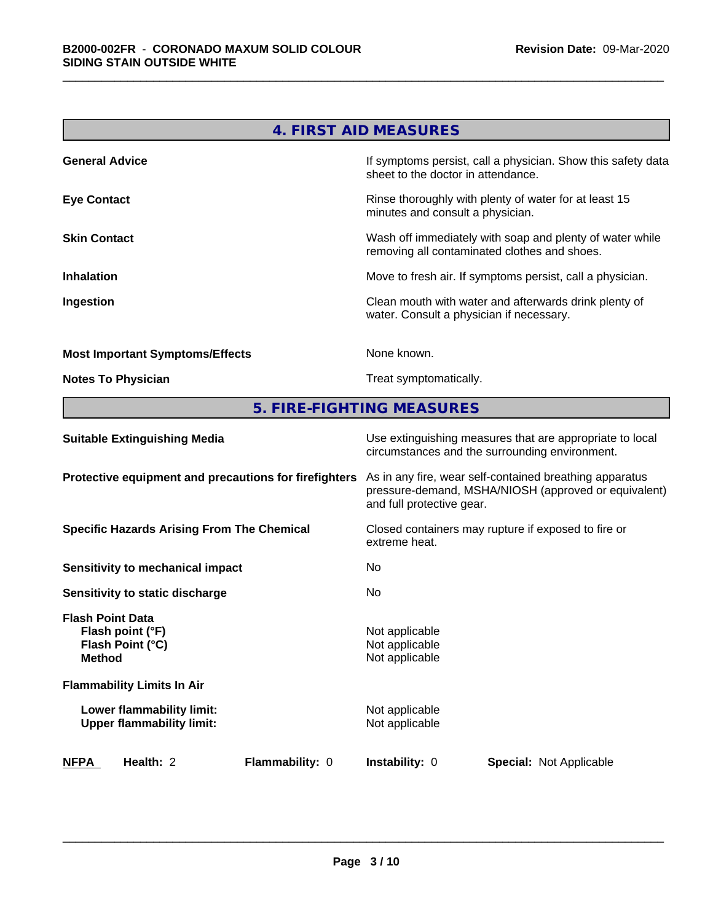## 4. FIRST AID MEASURES

| | |
|---|---|
| **General Advice** | If symptoms persist, call a physician. Show this safety data sheet to the doctor in attendance. |
| **Eye Contact** | Rinse thoroughly with plenty of water for at least 15 minutes and consult a physician. |
| **Skin Contact** | Wash off immediately with soap and plenty of water while removing all contaminated clothes and shoes. |
| **Inhalation** | Move to fresh air. If symptoms persist, call a physician. |
| **Ingestion** | Clean mouth with water and afterwards drink plenty of water. Consult a physician if necessary. |
| **Most Important Symptoms/Effects** | None known. |
| **Notes To Physician** | Treat symptomatically. |

## 5. FIRE-FIGHTING MEASURES

| | |
|---|---|
| **Suitable Extinguishing Media** | Use extinguishing measures that are appropriate to local circumstances and the surrounding environment. |
| **Protective equipment and precautions for firefighters** | As in any fire, wear self-contained breathing apparatus pressure-demand, MSHA/NIOSH (approved or equivalent) and full protective gear. |
| **Specific Hazards Arising From The Chemical** | Closed containers may rupture if exposed to fire or extreme heat. |
| **Sensitivity to mechanical impact** | No |
| **Sensitivity to static discharge** | No |

**Flash Point Data**

| | |
|---|---|
| **Flash point (°F)** | Not applicable |
| **Flash Point (°C)** | Not applicable |
| **Method** | Not applicable |

**Flammability Limits In Air**

| | |
|---|---|
| **Lower flammability limit:** | Not applicable |
| **Upper flammability limit:** | Not applicable |

| **NFPA** | **Health:** 2 | **Flammability:** 0 | **Instability:** 0 | **Special:** Not Applicable |
|---|---|---|---|---|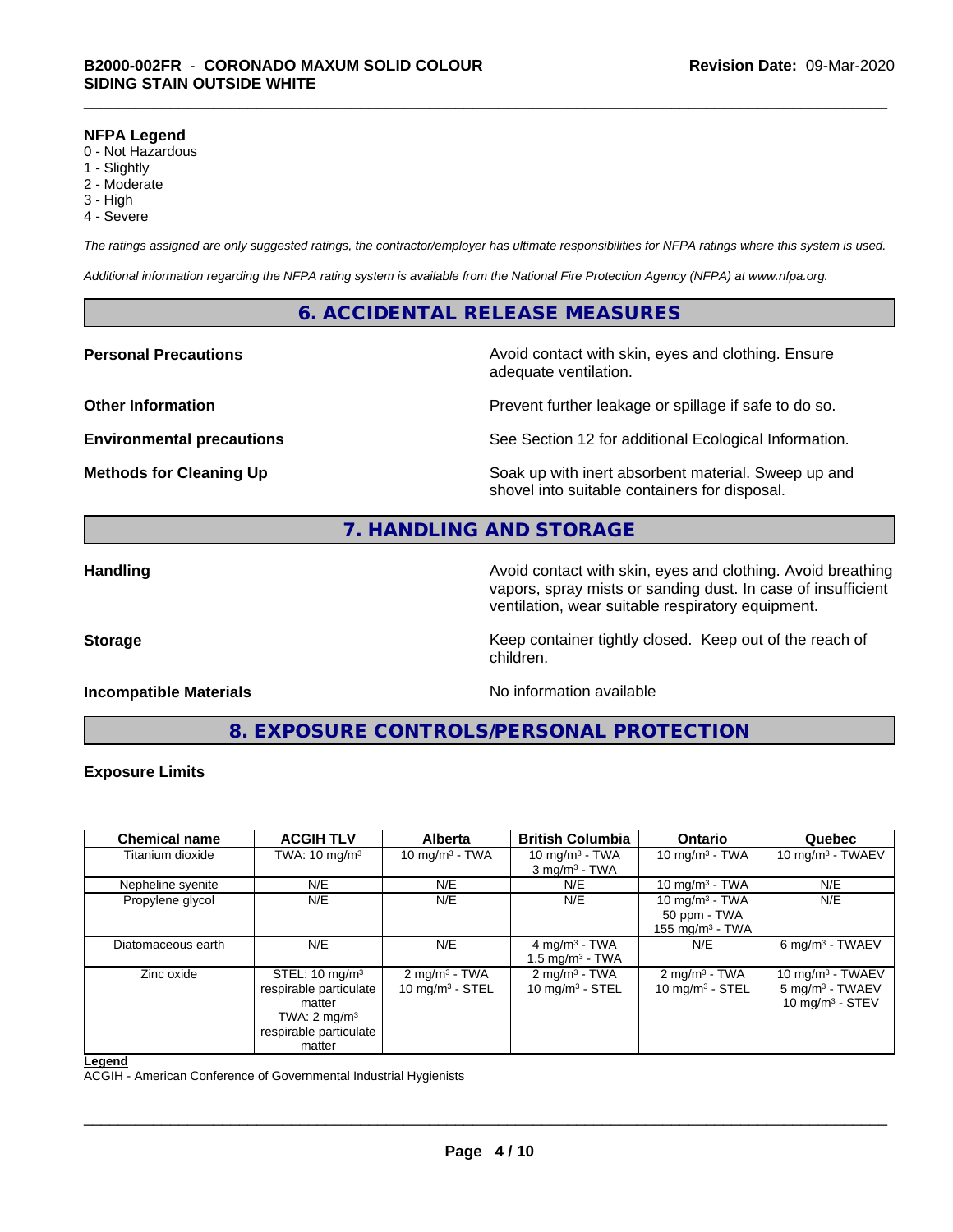**NFPA Legend**
0 - Not Hazardous
1 - Slightly
2 - Moderate
3 - High
4 - Severe

*The ratings assigned are only suggested ratings, the contractor/employer has ultimate responsibilities for NFPA ratings where this system is used.*

*Additional information regarding the NFPA rating system is available from the National Fire Protection Agency (NFPA) at www.nfpa.org.*

## 6. ACCIDENTAL RELEASE MEASURES

**Personal Precautions** Avoid contact with skin, eyes and clothing. Ensure adequate ventilation.

**Other Information** Prevent further leakage or spillage if safe to do so.

**Environmental precautions** See Section 12 for additional Ecological Information.

**Methods for Cleaning Up** Soak up with inert absorbent material. Sweep up and shovel into suitable containers for disposal.

## 7. HANDLING AND STORAGE

**Handling** Avoid contact with skin, eyes and clothing. Avoid breathing vapors, spray mists or sanding dust. In case of insufficient ventilation, wear suitable respiratory equipment.

**Storage** Keep container tightly closed. Keep out of the reach of children.

**Incompatible Materials** No information available

## 8. EXPOSURE CONTROLS/PERSONAL PROTECTION

**Exposure Limits**

| Chemical name | ACGIH TLV | Alberta | British Columbia | Ontario | Quebec |
|---|---|---|---|---|---|
| Titanium dioxide | TWA: 10 mg/m³ | 10 mg/m³ - TWA | 10 mg/m³ - TWA<br>3 mg/m³ - TWA | 10 mg/m³ - TWA | 10 mg/m³ - TWAEV |
| Nepheline syenite | N/E | N/E | N/E | 10 mg/m³ - TWA | N/E |
| Propylene glycol | N/E | N/E | N/E | 10 mg/m³ - TWA<br>50 ppm - TWA<br>155 mg/m³ - TWA | N/E |
| Diatomaceous earth | N/E | N/E | 4 mg/m³ - TWA<br>1.5 mg/m³ - TWA | N/E | 6 mg/m³ - TWAEV |
| Zinc oxide | STEL: 10 mg/m³ respirable particulate matter<br>TWA: 2 mg/m³ respirable particulate matter | 2 mg/m³ - TWA<br>10 mg/m³ - STEL | 2 mg/m³ - TWA<br>10 mg/m³ - STEL | 2 mg/m³ - TWA<br>10 mg/m³ - STEL | 10 mg/m³ - TWAEV<br>5 mg/m³ - TWAEV<br>10 mg/m³ - STEV |

**Legend**
ACGIH - American Conference of Governmental Industrial Hygienists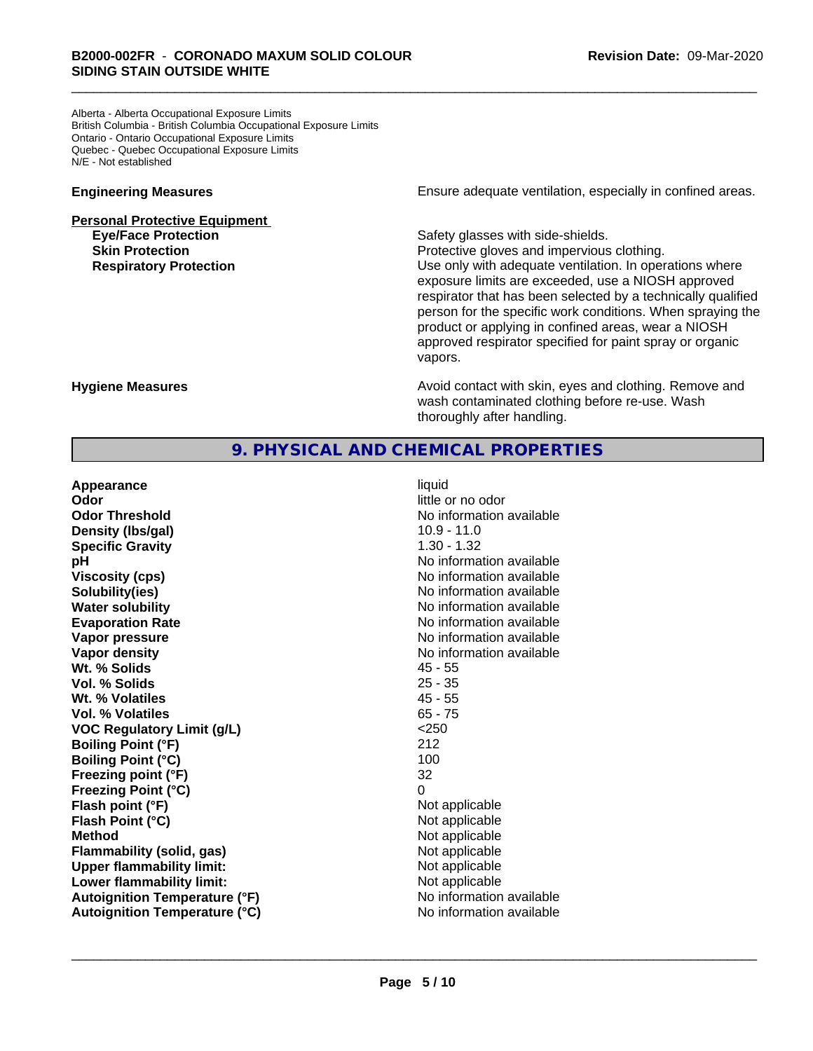Alberta - Alberta Occupational Exposure Limits
British Columbia - British Columbia Occupational Exposure Limits
Ontario - Ontario Occupational Exposure Limits
Quebec - Quebec Occupational Exposure Limits
N/E - Not established

| | |
|---|---|
| **Engineering Measures** | Ensure adequate ventilation, especially in confined areas. |

**Personal Protective Equipment**

| | |
|---|---|
| **Eye/Face Protection** | Safety glasses with side-shields. |
| **Skin Protection** | Protective gloves and impervious clothing. |
| **Respiratory Protection** | Use only with adequate ventilation. In operations where exposure limits are exceeded, use a NIOSH approved respirator that has been selected by a technically qualified person for the specific work conditions. When spraying the product or applying in confined areas, wear a NIOSH approved respirator specified for paint spray or organic vapors. |
| **Hygiene Measures** | Avoid contact with skin, eyes and clothing. Remove and wash contaminated clothing before re-use. Wash thoroughly after handling. |

## 9. PHYSICAL AND CHEMICAL PROPERTIES

| | |
|---|---|
| **Appearance** | liquid |
| **Odor** | little or no odor |
| **Odor Threshold** | No information available |
| **Density (lbs/gal)** | 10.9 - 11.0 |
| **Specific Gravity** | 1.30 - 1.32 |
| **pH** | No information available |
| **Viscosity (cps)** | No information available |
| **Solubility(ies)** | No information available |
| **Water solubility** | No information available |
| **Evaporation Rate** | No information available |
| **Vapor pressure** | No information available |
| **Vapor density** | No information available |
| **Wt. % Solids** | 45 - 55 |
| **Vol. % Solids** | 25 - 35 |
| **Wt. % Volatiles** | 45 - 55 |
| **Vol. % Volatiles** | 65 - 75 |
| **VOC Regulatory Limit (g/L)** | <250 |
| **Boiling Point (°F)** | 212 |
| **Boiling Point (°C)** | 100 |
| **Freezing point (°F)** | 32 |
| **Freezing Point (°C)** | 0 |
| **Flash point (°F)** | Not applicable |
| **Flash Point (°C)** | Not applicable |
| **Method** | Not applicable |
| **Flammability (solid, gas)** | Not applicable |
| **Upper flammability limit:** | Not applicable |
| **Lower flammability limit:** | Not applicable |
| **Autoignition Temperature (°F)** | No information available |
| **Autoignition Temperature (°C)** | No information available |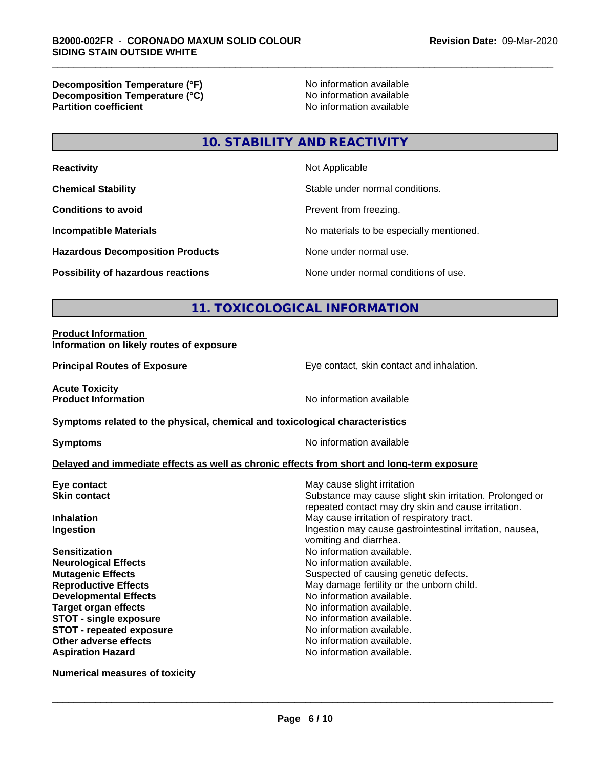| | |
|---|---|
| **Decomposition Temperature (°F)** | No information available |
| **Decomposition Temperature (°C)** | No information available |
| **Partition coefficient** | No information available |

## 10. STABILITY AND REACTIVITY

| | |
|---|---|
| **Reactivity** | Not Applicable |
| **Chemical Stability** | Stable under normal conditions. |
| **Conditions to avoid** | Prevent from freezing. |
| **Incompatible Materials** | No materials to be especially mentioned. |
| **Hazardous Decomposition Products** | None under normal use. |
| **Possibility of hazardous reactions** | None under normal conditions of use. |

## 11. TOXICOLOGICAL INFORMATION

**Product Information**
**Information on likely routes of exposure**

| | |
|---|---|
| **Principal Routes of Exposure** | Eye contact, skin contact and inhalation. |

**Acute Toxicity**

| | |
|---|---|
| **Product Information** | No information available |

**Symptoms related to the physical, chemical and toxicological characteristics**

| | |
|---|---|
| **Symptoms** | No information available |

**Delayed and immediate effects as well as chronic effects from short and long-term exposure**

| | |
|---|---|
| **Eye contact** | May cause slight irritation |
| **Skin contact** | Substance may cause slight skin irritation. Prolonged or repeated contact may dry skin and cause irritation. |
| **Inhalation** | May cause irritation of respiratory tract. |
| **Ingestion** | Ingestion may cause gastrointestinal irritation, nausea, vomiting and diarrhea. |
| **Sensitization** | No information available. |
| **Neurological Effects** | No information available. |
| **Mutagenic Effects** | Suspected of causing genetic defects. |
| **Reproductive Effects** | May damage fertility or the unborn child. |
| **Developmental Effects** | No information available. |
| **Target organ effects** | No information available. |
| **STOT - single exposure** | No information available. |
| **STOT - repeated exposure** | No information available. |
| **Other adverse effects** | No information available. |
| **Aspiration Hazard** | No information available. |

**Numerical measures of toxicity**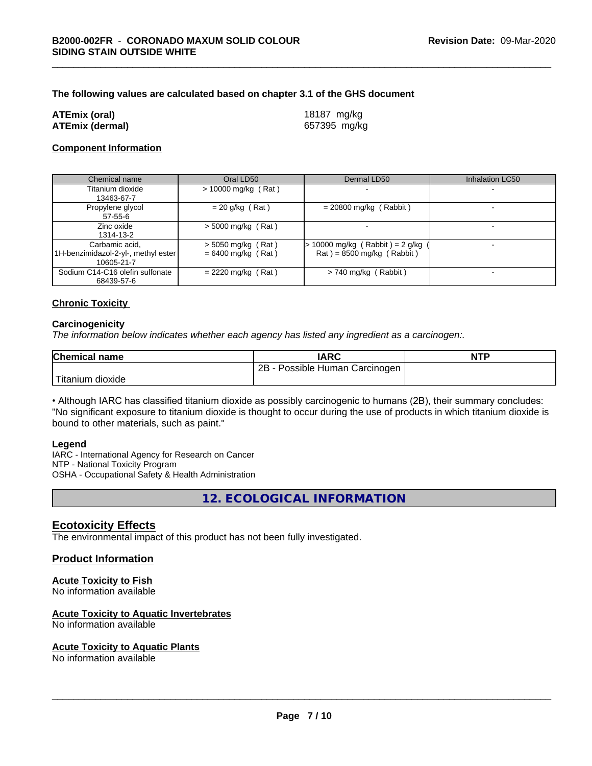**The following values are calculated based on chapter 3.1 of the GHS document**

| | |
|---|---|
| **ATEmix (oral)** | 18187 mg/kg |
| **ATEmix (dermal)** | 657395 mg/kg |

## Component Information

| Chemical name | Oral LD50 | Dermal LD50 | Inhalation LC50 |
|---|---|---|---|
| Titanium dioxide<br>13463-67-7 | > 10000 mg/kg ( Rat ) | - | - |
| Propylene glycol<br>57-55-6 | = 20 g/kg ( Rat ) | = 20800 mg/kg ( Rabbit ) | - |
| Zinc oxide<br>1314-13-2 | > 5000 mg/kg ( Rat ) | - | - |
| Carbamic acid,<br>1H-benzimidazol-2-yl-, methyl ester<br>10605-21-7 | > 5050 mg/kg ( Rat )<br>= 6400 mg/kg ( Rat ) | > 10000 mg/kg ( Rabbit ) = 2 g/kg ( Rat ) = 8500 mg/kg ( Rabbit ) | - |
| Sodium C14-C16 olefin sulfonate<br>68439-57-6 | = 2220 mg/kg ( Rat ) | > 740 mg/kg ( Rabbit ) | - |

## Chronic Toxicity

### Carcinogenicity

*The information below indicates whether each agency has listed any ingredient as a carcinogen:.*

| Chemical name | IARC | NTP |
|---|---|---|
| Titanium dioxide | 2B - Possible Human Carcinogen | |

• Although IARC has classified titanium dioxide as possibly carcinogenic to humans (2B), their summary concludes: "No significant exposure to titanium dioxide is thought to occur during the use of products in which titanium dioxide is bound to other materials, such as paint."

### Legend

IARC - International Agency for Research on Cancer
NTP - National Toxicity Program
OSHA - Occupational Safety & Health Administration

# 12. ECOLOGICAL INFORMATION

## Ecotoxicity Effects

The environmental impact of this product has not been fully investigated.

## Product Information

### Acute Toxicity to Fish

No information available

### Acute Toxicity to Aquatic Invertebrates

No information available

### Acute Toxicity to Aquatic Plants

No information available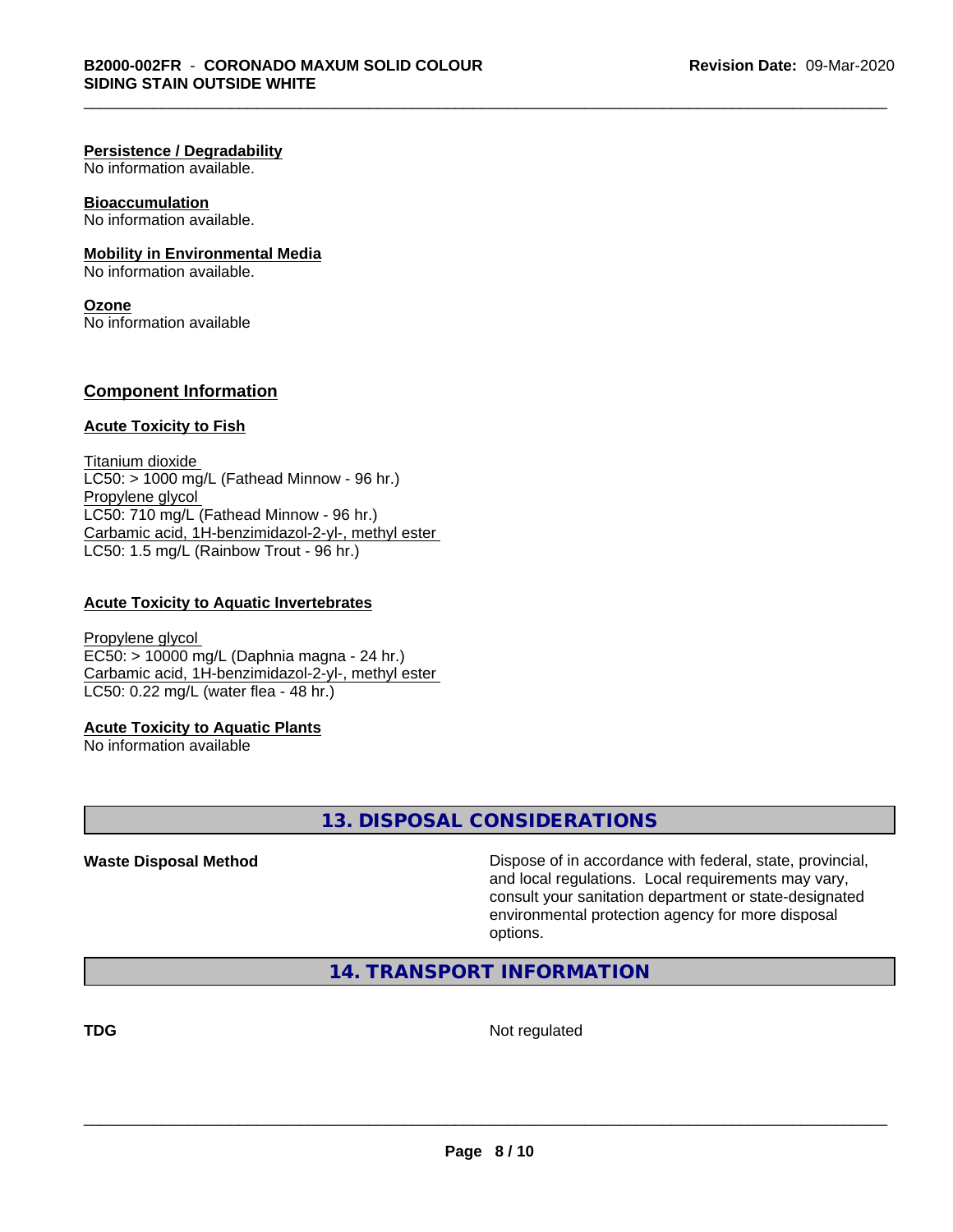#### Persistence / Degradability
No information available.

#### Bioaccumulation
No information available.

#### Mobility in Environmental Media
No information available.

#### Ozone
No information available

### Component Information

#### Acute Toxicity to Fish

Titanium dioxide
LC50: > 1000 mg/L (Fathead Minnow - 96 hr.)
Propylene glycol
LC50: 710 mg/L (Fathead Minnow - 96 hr.)
Carbamic acid, 1H-benzimidazol-2-yl-, methyl ester
LC50: 1.5 mg/L (Rainbow Trout - 96 hr.)

#### Acute Toxicity to Aquatic Invertebrates

Propylene glycol
EC50: > 10000 mg/L (Daphnia magna - 24 hr.)
Carbamic acid, 1H-benzimidazol-2-yl-, methyl ester
LC50: 0.22 mg/L (water flea - 48 hr.)

#### Acute Toxicity to Aquatic Plants
No information available

## 13. DISPOSAL CONSIDERATIONS

**Waste Disposal Method** Dispose of in accordance with federal, state, provincial, and local regulations. Local requirements may vary, consult your sanitation department or state-designated environmental protection agency for more disposal options.

## 14. TRANSPORT INFORMATION

**TDG** Not regulated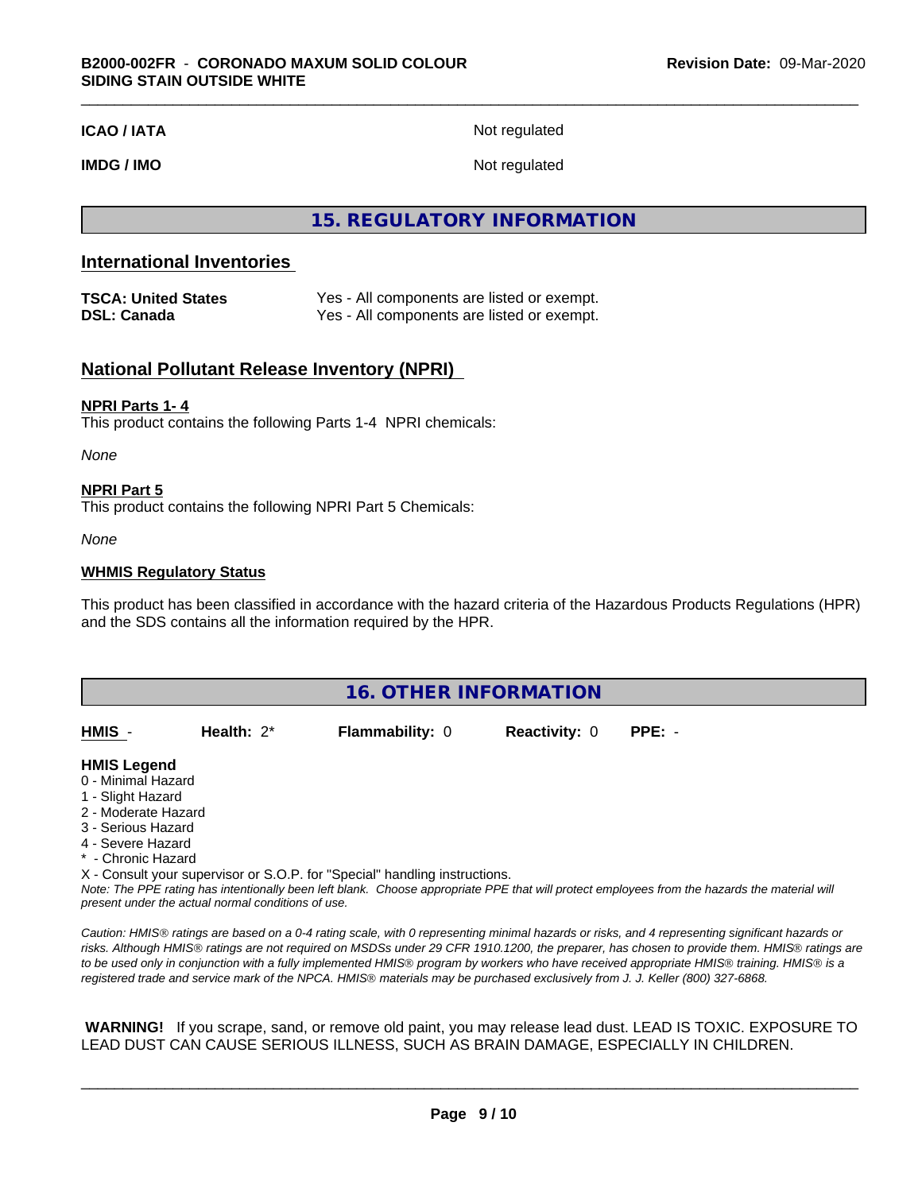| | |
|---|---|
| **ICAO / IATA** | Not regulated |
| **IMDG / IMO** | Not regulated |

## 15. REGULATORY INFORMATION

### International Inventories

| | |
|---|---|
| **TSCA: United States** | Yes - All components are listed or exempt. |
| **DSL: Canada** | Yes - All components are listed or exempt. |

### National Pollutant Release Inventory (NPRI)

**NPRI Parts 1- 4**
This product contains the following Parts 1-4 NPRI chemicals:

*None*

**NPRI Part 5**
This product contains the following NPRI Part 5 Chemicals:

*None*

**WHMIS Regulatory Status**

This product has been classified in accordance with the hazard criteria of the Hazardous Products Regulations (HPR) and the SDS contains all the information required by the HPR.

## 16. OTHER INFORMATION

| HMIS - | Health: 2* | Flammability: 0 | Reactivity: 0 | PPE: - |
|---|---|---|---|---|

**HMIS Legend**
0 - Minimal Hazard
1 - Slight Hazard
2 - Moderate Hazard
3 - Serious Hazard
4 - Severe Hazard
* - Chronic Hazard
X - Consult your supervisor or S.O.P. for "Special" handling instructions.
*Note: The PPE rating has intentionally been left blank. Choose appropriate PPE that will protect employees from the hazards the material will present under the actual normal conditions of use.*

*Caution: HMIS® ratings are based on a 0-4 rating scale, with 0 representing minimal hazards or risks, and 4 representing significant hazards or risks. Although HMIS® ratings are not required on MSDSs under 29 CFR 1910.1200, the preparer, has chosen to provide them. HMIS® ratings are to be used only in conjunction with a fully implemented HMIS® program by workers who have received appropriate HMIS® training. HMIS® is a registered trade and service mark of the NPCA. HMIS® materials may be purchased exclusively from J. J. Keller (800) 327-6868.*

**WARNING!** If you scrape, sand, or remove old paint, you may release lead dust. LEAD IS TOXIC. EXPOSURE TO LEAD DUST CAN CAUSE SERIOUS ILLNESS, SUCH AS BRAIN DAMAGE, ESPECIALLY IN CHILDREN.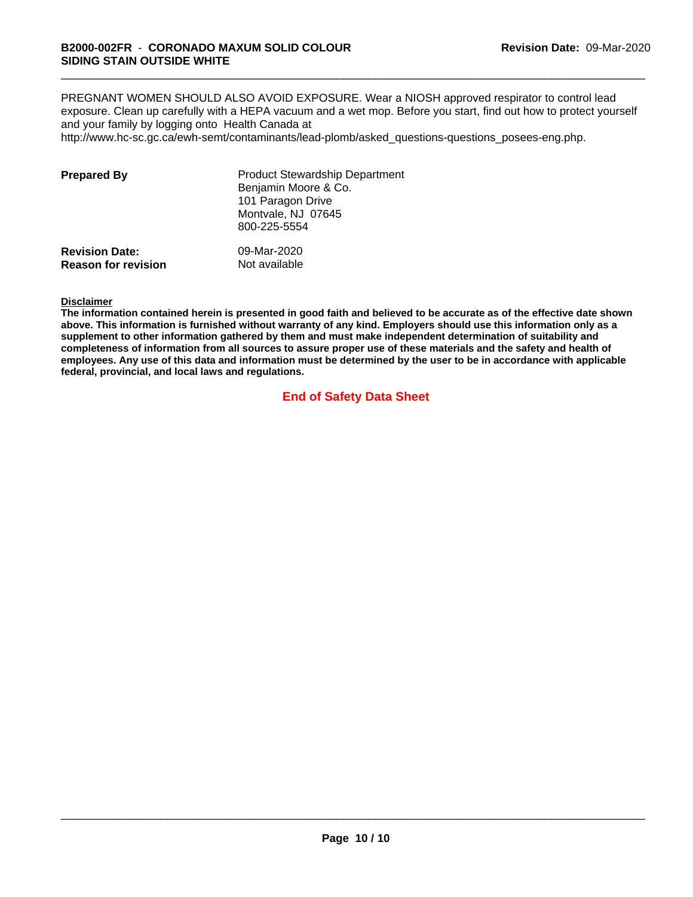PREGNANT WOMEN SHOULD ALSO AVOID EXPOSURE. Wear a NIOSH approved respirator to control lead exposure. Clean up carefully with a HEPA vacuum and a wet mop. Before you start, find out how to protect yourself and your family by logging onto Health Canada at http://www.hc-sc.gc.ca/ewh-semt/contaminants/lead-plomb/asked_questions-questions_posees-eng.php.

| | |
|---|---|
| **Prepared By** | Product Stewardship Department<br>Benjamin Moore & Co.<br>101 Paragon Drive<br>Montvale, NJ 07645<br>800-225-5554 |
| **Revision Date:** | 09-Mar-2020 |
| **Reason for revision** | Not available |

**Disclaimer**

**The information contained herein is presented in good faith and believed to be accurate as of the effective date shown above. This information is furnished without warranty of any kind. Employers should use this information only as a supplement to other information gathered by them and must make independent determination of suitability and completeness of information from all sources to assure proper use of these materials and the safety and health of employees. Any use of this data and information must be determined by the user to be in accordance with applicable federal, provincial, and local laws and regulations.**

**End of Safety Data Sheet**